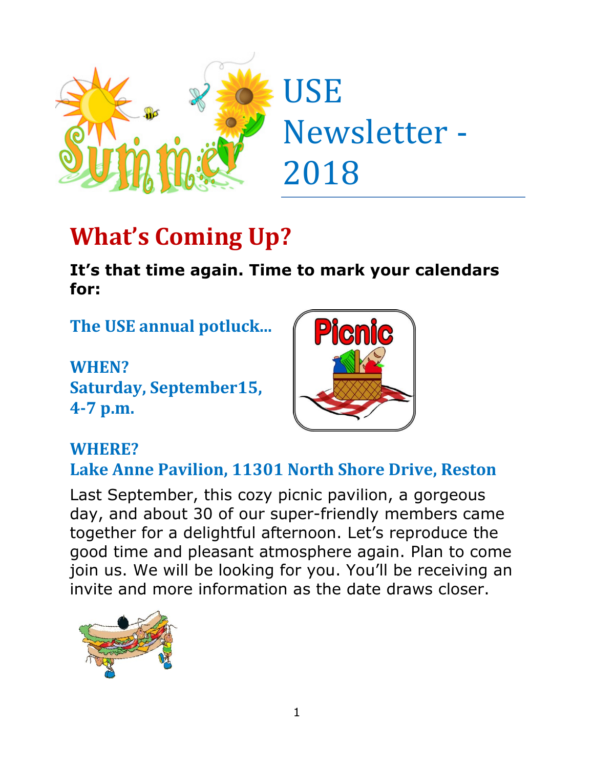# USE Newsletter - 2018

## What's Coming Up?

**It's that time again. Time to mark your calendars for:**

### The USE annual potluck...

**WHEN?**
**Saturday, September15, 4-7 p.m.**

**WHERE?**
**Lake Anne Pavilion, 11301 North Shore Drive, Reston**

Last September, this cozy picnic pavilion, a gorgeous day, and about 30 of our super-friendly members came together for a delightful afternoon. Let's reproduce the good time and pleasant atmosphere again. Plan to come join us. We will be looking for you. You'll be receiving an invite and more information as the date draws closer.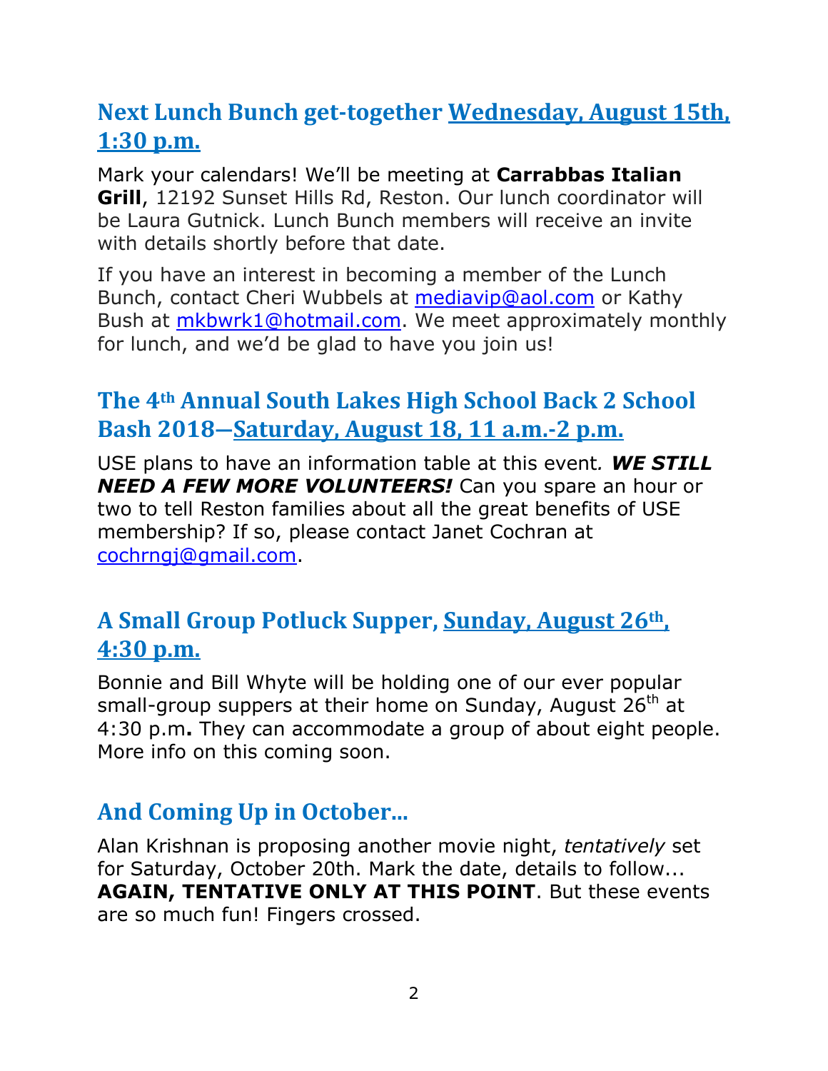## Next Lunch Bunch get-together Wednesday, August 15th, 1:30 p.m.

Mark your calendars! We'll be meeting at **Carrabbas Italian Grill**, 12192 Sunset Hills Rd, Reston. Our lunch coordinator will be Laura Gutnick. Lunch Bunch members will receive an invite with details shortly before that date.

If you have an interest in becoming a member of the Lunch Bunch, contact Cheri Wubbels at mediavip@aol.com or Kathy Bush at mkbwrk1@hotmail.com. We meet approximately monthly for lunch, and we'd be glad to have you join us!

## The 4th Annual South Lakes High School Back 2 School Bash 2018—Saturday, August 18, 11 a.m.-2 p.m.

USE plans to have an information table at this event*. **WE STILL NEED A FEW MORE VOLUNTEERS!*** Can you spare an hour or two to tell Reston families about all the great benefits of USE membership? If so, please contact Janet Cochran at cochrngj@gmail.com.

## A Small Group Potluck Supper, Sunday, August 26th, 4:30 p.m.

Bonnie and Bill Whyte will be holding one of our ever popular small-group suppers at their home on Sunday, August 26th at 4:30 p.m**.** They can accommodate a group of about eight people. More info on this coming soon.

## And Coming Up in October...

Alan Krishnan is proposing another movie night, *tentatively* set for Saturday, October 20th. Mark the date, details to follow... **AGAIN, TENTATIVE ONLY AT THIS POINT**. But these events are so much fun! Fingers crossed.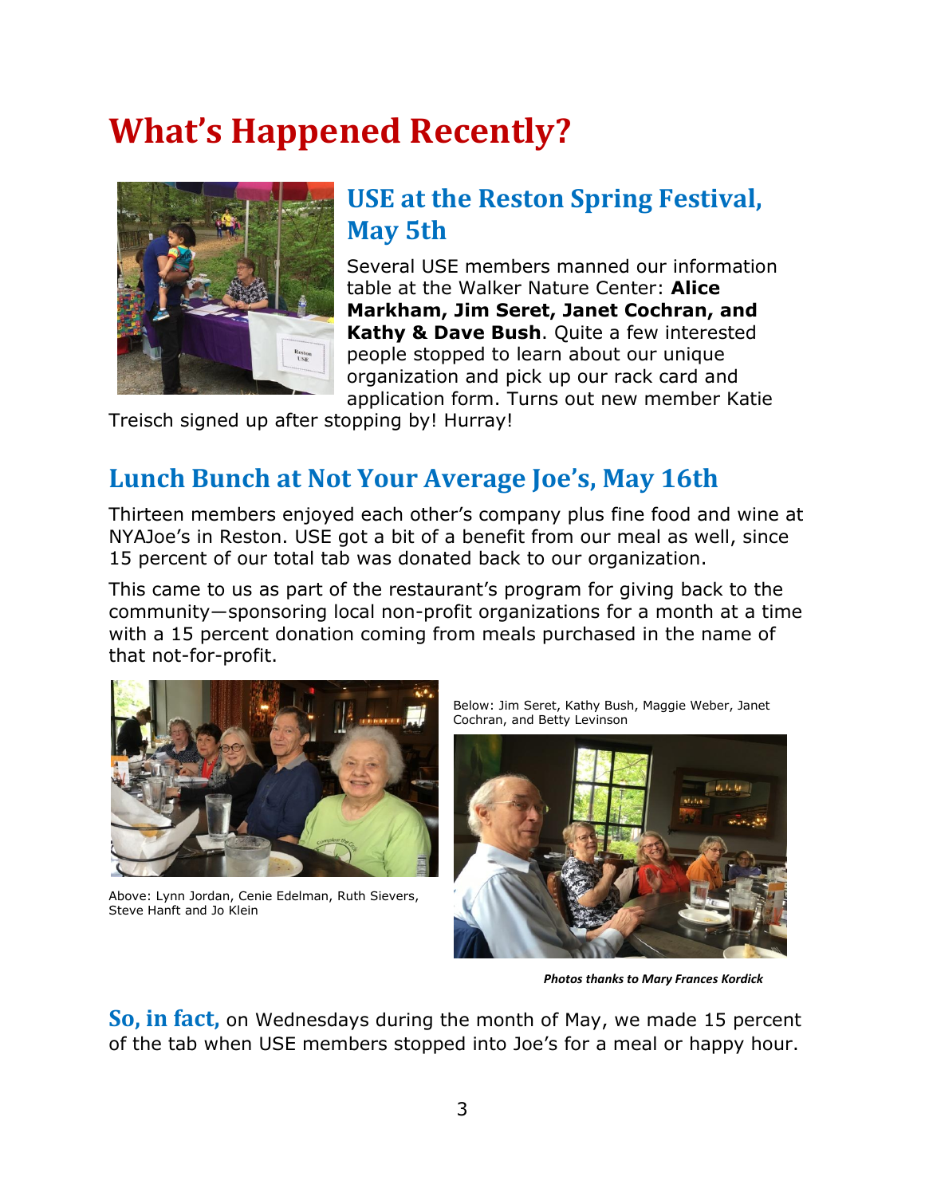# What's Happened Recently?

## USE at the Reston Spring Festival, May 5th

Several USE members manned our information table at the Walker Nature Center: **Alice Markham, Jim Seret, Janet Cochran, and Kathy & Dave Bush**. Quite a few interested people stopped to learn about our unique organization and pick up our rack card and application form. Turns out new member Katie Treisch signed up after stopping by! Hurray!

## Lunch Bunch at Not Your Average Joe's, May 16th

Thirteen members enjoyed each other's company plus fine food and wine at NYAJoe's in Reston. USE got a bit of a benefit from our meal as well, since 15 percent of our total tab was donated back to our organization.

This came to us as part of the restaurant's program for giving back to the community—sponsoring local non-profit organizations for a month at a time with a 15 percent donation coming from meals purchased in the name of that not-for-profit.

Above: Lynn Jordan, Cenie Edelman, Ruth Sievers, Steve Hanft and Jo Klein

Below: Jim Seret, Kathy Bush, Maggie Weber, Janet Cochran, and Betty Levinson

***Photos thanks to Mary Frances Kordick***

**So, in fact,** on Wednesdays during the month of May, we made 15 percent of the tab when USE members stopped into Joe's for a meal or happy hour.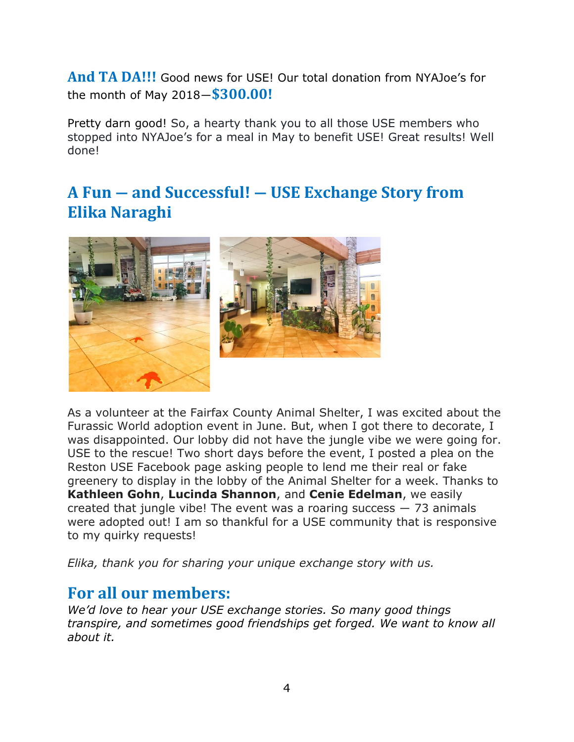**And TA DA!!!** Good news for USE! Our total donation from NYAJoe's for the month of May 2018—**$300.00!**

Pretty darn good! So, a hearty thank you to all those USE members who stopped into NYAJoe's for a meal in May to benefit USE! Great results! Well done!

## A Fun — and Successful! — USE Exchange Story from Elika Naraghi

As a volunteer at the Fairfax County Animal Shelter, I was excited about the Furassic World adoption event in June. But, when I got there to decorate, I was disappointed. Our lobby did not have the jungle vibe we were going for. USE to the rescue! Two short days before the event, I posted a plea on the Reston USE Facebook page asking people to lend me their real or fake greenery to display in the lobby of the Animal Shelter for a week. Thanks to **Kathleen Gohn**, **Lucinda Shannon**, and **Cenie Edelman**, we easily created that jungle vibe! The event was a roaring success — 73 animals were adopted out! I am so thankful for a USE community that is responsive to my quirky requests!

*Elika, thank you for sharing your unique exchange story with us.*

## For all our members:

*We'd love to hear your USE exchange stories. So many good things transpire, and sometimes good friendships get forged. We want to know all about it.*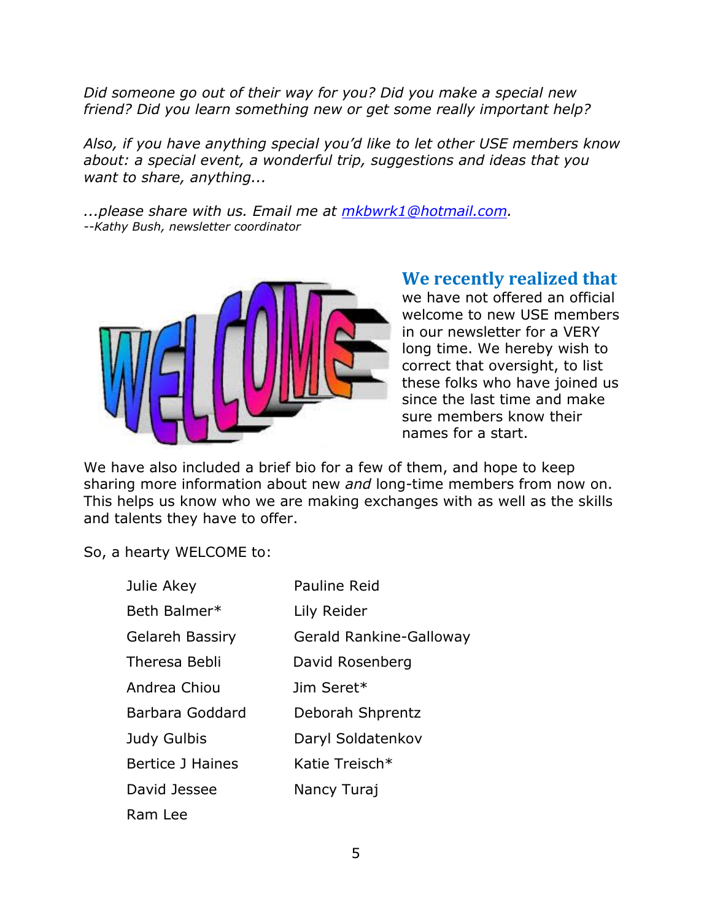*Did someone go out of their way for you? Did you make a special new friend? Did you learn something new or get some really important help?*

*Also, if you have anything special you'd like to let other USE members know about: a special event, a wonderful trip, suggestions and ideas that you want to share, anything...*

*...please share with us. Email me at [mkbwrk1@hotmail.com](mailto:mkbwrk1@hotmail.com).*
*--Kathy Bush, newsletter coordinator*

**We recently realized that** we have not offered an official welcome to new USE members in our newsletter for a VERY long time. We hereby wish to correct that oversight, to list these folks who have joined us since the last time and make sure members know their names for a start.

We have also included a brief bio for a few of them, and hope to keep sharing more information about new *and* long-time members from now on. This helps us know who we are making exchanges with as well as the skills and talents they have to offer.

So, a hearty WELCOME to:

| | |
|---|---|
| Julie Akey | Pauline Reid |
| Beth Balmer* | Lily Reider |
| Gelareh Bassiry | Gerald Rankine-Galloway |
| Theresa Bebli | David Rosenberg |
| Andrea Chiou | Jim Seret* |
| Barbara Goddard | Deborah Shprentz |
| Judy Gulbis | Daryl Soldatenkov |
| Bertice J Haines | Katie Treisch* |
| David Jessee | Nancy Turaj |
| Ram Lee | |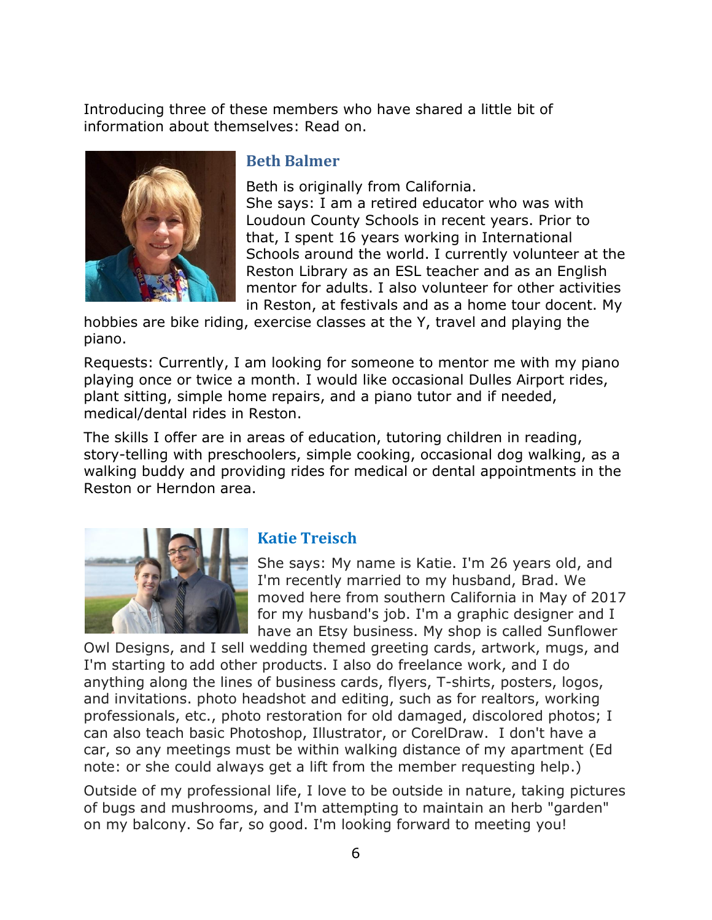Introducing three of these members who have shared a little bit of information about themselves: Read on.

### Beth Balmer

Beth is originally from California.
She says: I am a retired educator who was with Loudoun County Schools in recent years. Prior to that, I spent 16 years working in International Schools around the world. I currently volunteer at the Reston Library as an ESL teacher and as an English mentor for adults. I also volunteer for other activities in Reston, at festivals and as a home tour docent. My hobbies are bike riding, exercise classes at the Y, travel and playing the piano.

Requests: Currently, I am looking for someone to mentor me with my piano playing once or twice a month. I would like occasional Dulles Airport rides, plant sitting, simple home repairs, and a piano tutor and if needed, medical/dental rides in Reston.

The skills I offer are in areas of education, tutoring children in reading, story-telling with preschoolers, simple cooking, occasional dog walking, as a walking buddy and providing rides for medical or dental appointments in the Reston or Herndon area.

### Katie Treisch

She says: My name is Katie. I'm 26 years old, and I'm recently married to my husband, Brad. We moved here from southern California in May of 2017 for my husband's job. I'm a graphic designer and I have an Etsy business. My shop is called Sunflower Owl Designs, and I sell wedding themed greeting cards, artwork, mugs, and I'm starting to add other products. I also do freelance work, and I do anything along the lines of business cards, flyers, T-shirts, posters, logos, and invitations. photo headshot and editing, such as for realtors, working professionals, etc., photo restoration for old damaged, discolored photos; I can also teach basic Photoshop, Illustrator, or CorelDraw. I don't have a car, so any meetings must be within walking distance of my apartment (Ed note: or she could always get a lift from the member requesting help.)

Outside of my professional life, I love to be outside in nature, taking pictures of bugs and mushrooms, and I'm attempting to maintain an herb "garden" on my balcony. So far, so good. I'm looking forward to meeting you!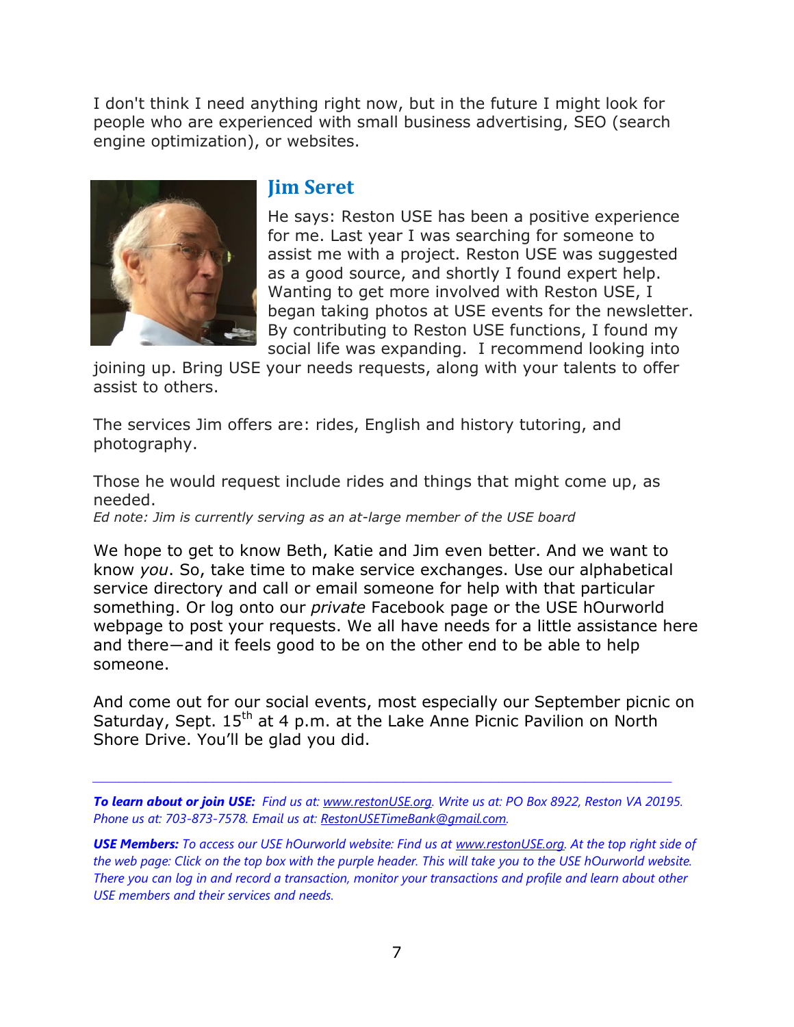I don't think I need anything right now, but in the future I might look for people who are experienced with small business advertising, SEO (search engine optimization), or websites.

## Jim Seret

He says: Reston USE has been a positive experience for me. Last year I was searching for someone to assist me with a project. Reston USE was suggested as a good source, and shortly I found expert help. Wanting to get more involved with Reston USE, I began taking photos at USE events for the newsletter. By contributing to Reston USE functions, I found my social life was expanding. I recommend looking into joining up. Bring USE your needs requests, along with your talents to offer assist to others.

The services Jim offers are: rides, English and history tutoring, and photography.

Those he would request include rides and things that might come up, as needed.
*Ed note: Jim is currently serving as an at-large member of the USE board*

We hope to get to know Beth, Katie and Jim even better. And we want to know *you*. So, take time to make service exchanges. Use our alphabetical service directory and call or email someone for help with that particular something. Or log onto our *private* Facebook page or the USE hOurworld webpage to post your requests. We all have needs for a little assistance here and there—and it feels good to be on the other end to be able to help someone.

And come out for our social events, most especially our September picnic on Saturday, Sept. 15th at 4 p.m. at the Lake Anne Picnic Pavilion on North Shore Drive. You'll be glad you did.

---

***To learn about or join USE:*** *Find us at: www.restonUSE.org. Write us at: PO Box 8922, Reston VA 20195. Phone us at: 703-873-7578. Email us at: RestonUSETimeBank@gmail.com.*

***USE Members:*** *To access our USE hOurworld website: Find us at www.restonUSE.org. At the top right side of the web page: Click on the top box with the purple header. This will take you to the USE hOurworld website. There you can log in and record a transaction, monitor your transactions and profile and learn about other USE members and their services and needs.*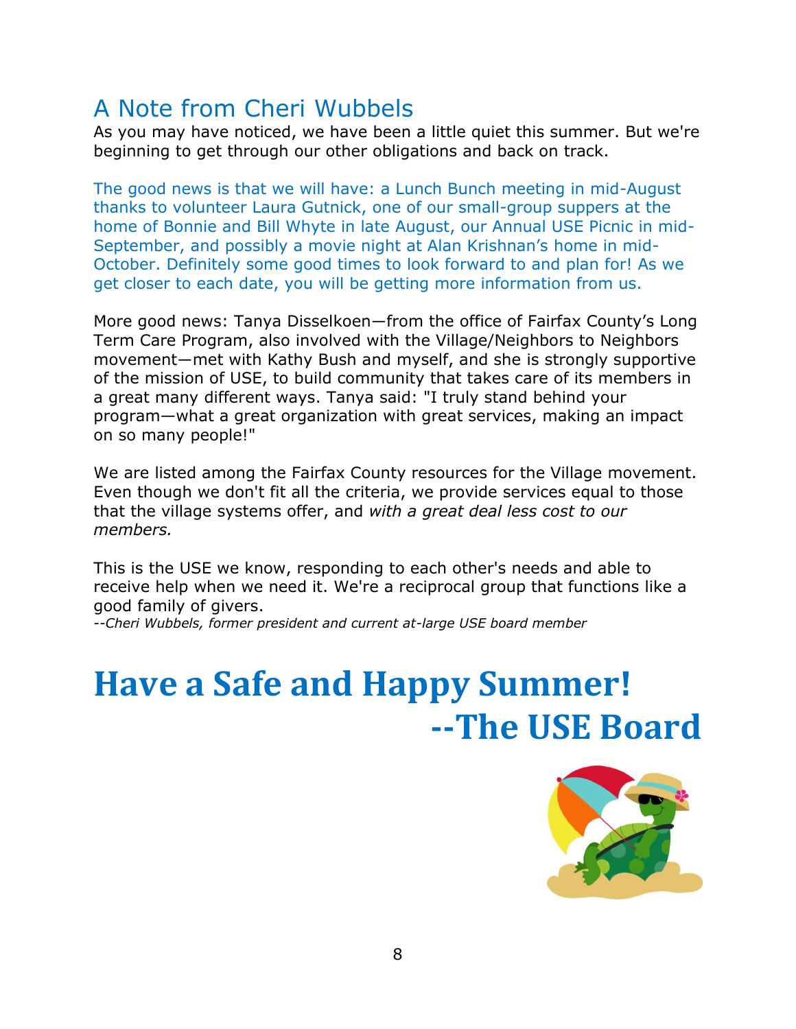## A Note from Cheri Wubbels

As you may have noticed, we have been a little quiet this summer. But we're beginning to get through our other obligations and back on track.

The good news is that we will have: a Lunch Bunch meeting in mid-August thanks to volunteer Laura Gutnick, one of our small-group suppers at the home of Bonnie and Bill Whyte in late August, our Annual USE Picnic in mid-September, and possibly a movie night at Alan Krishnan's home in mid-October. Definitely some good times to look forward to and plan for! As we get closer to each date, you will be getting more information from us.

More good news: Tanya Disselkoen—from the office of Fairfax County's Long Term Care Program, also involved with the Village/Neighbors to Neighbors movement—met with Kathy Bush and myself, and she is strongly supportive of the mission of USE, to build community that takes care of its members in a great many different ways. Tanya said: "I truly stand behind your program—what a great organization with great services, making an impact on so many people!"

We are listed among the Fairfax County resources for the Village movement. Even though we don't fit all the criteria, we provide services equal to those that the village systems offer, and *with a great deal less cost to our members.*

This is the USE we know, responding to each other's needs and able to receive help when we need it. We're a reciprocal group that functions like a good family of givers.

*--Cheri Wubbels, former president and current at-large USE board member*

# Have a Safe and Happy Summer!

# --The USE Board